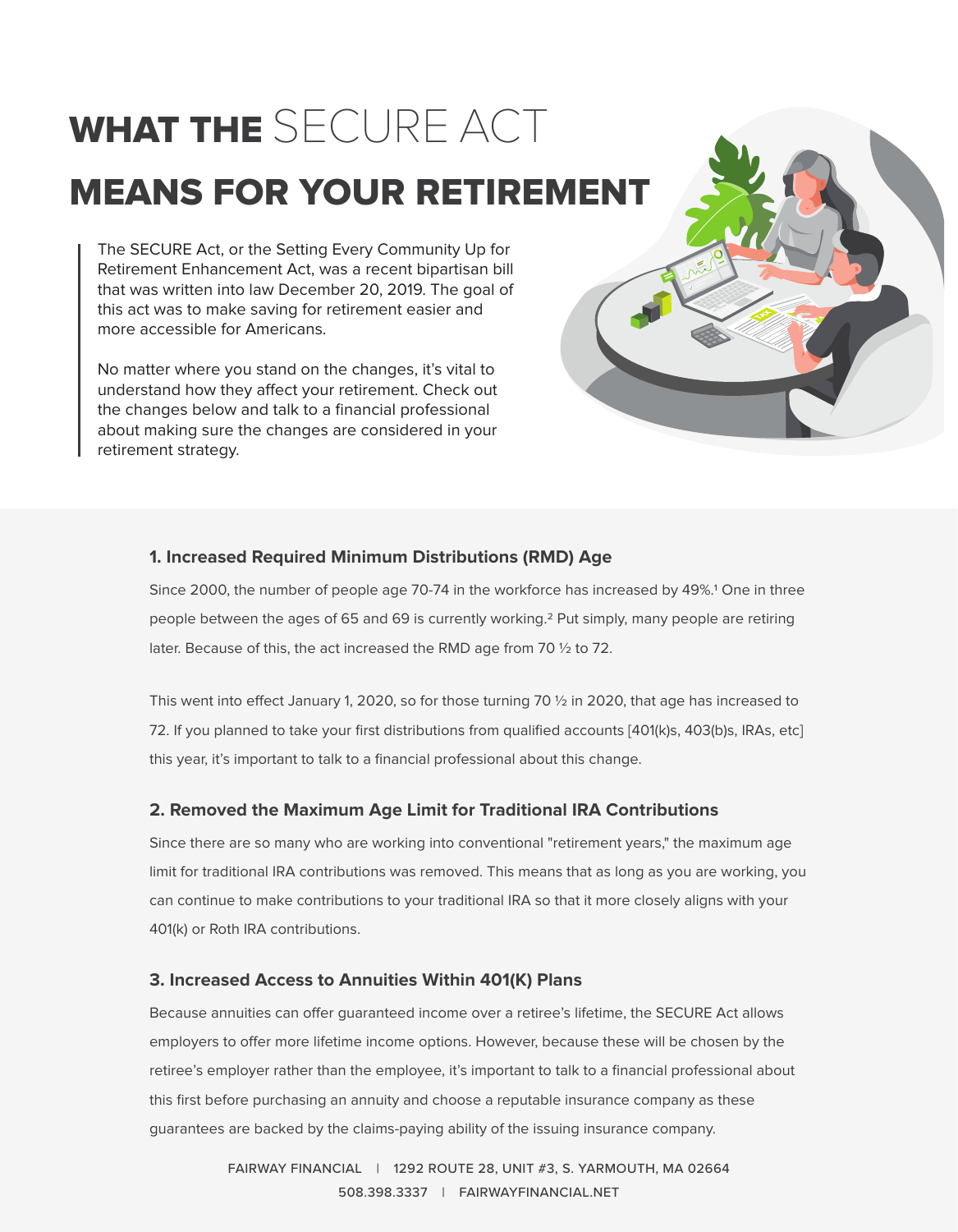# WHAT THE SECURE ACT MEANS FOR YOUR RETIREMENT

The SECURE Act, or the Setting Every Community Up for Retirement Enhancement Act, was a recent bipartisan bill that was written into law December 20, 2019. The goal of this act was to make saving for retirement easier and more accessible for Americans.

No matter where you stand on the changes, it's vital to understand how they affect your retirement. Check out the changes below and talk to a financial professional about making sure the changes are considered in your retirement strategy.

### 1. Increased Required Minimum Distributions (RMD) Age

Since 2000, the number of people age 70-74 in the workforce has increased by 49%.[1] One in three people between the ages of 65 and 69 is currently working.[2] Put simply, many people are retiring later. Because of this, the act increased the RMD age from 70 ½ to 72.

This went into effect January 1, 2020, so for those turning 70 ½ in 2020, that age has increased to 72. If you planned to take your first distributions from qualified accounts [401(k)s, 403(b)s, IRAs, etc] this year, it's important to talk to a financial professional about this change.

### 2. Removed the Maximum Age Limit for Traditional IRA Contributions

Since there are so many who are working into conventional "retirement years," the maximum age limit for traditional IRA contributions was removed. This means that as long as you are working, you can continue to make contributions to your traditional IRA so that it more closely aligns with your 401(k) or Roth IRA contributions.

### 3. Increased Access to Annuities Within 401(K) Plans

Because annuities can offer guaranteed income over a retiree's lifetime, the SECURE Act allows employers to offer more lifetime income options. However, because these will be chosen by the retiree's employer rather than the employee, it's important to talk to a financial professional about this first before purchasing an annuity and choose a reputable insurance company as these guarantees are backed by the claims-paying ability of the issuing insurance company.

FAIRWAY FINANCIAL | 1292 ROUTE 28, UNIT #3, S. YARMOUTH, MA 02664
508.398.3337 | FAIRWAYFINANCIAL.NET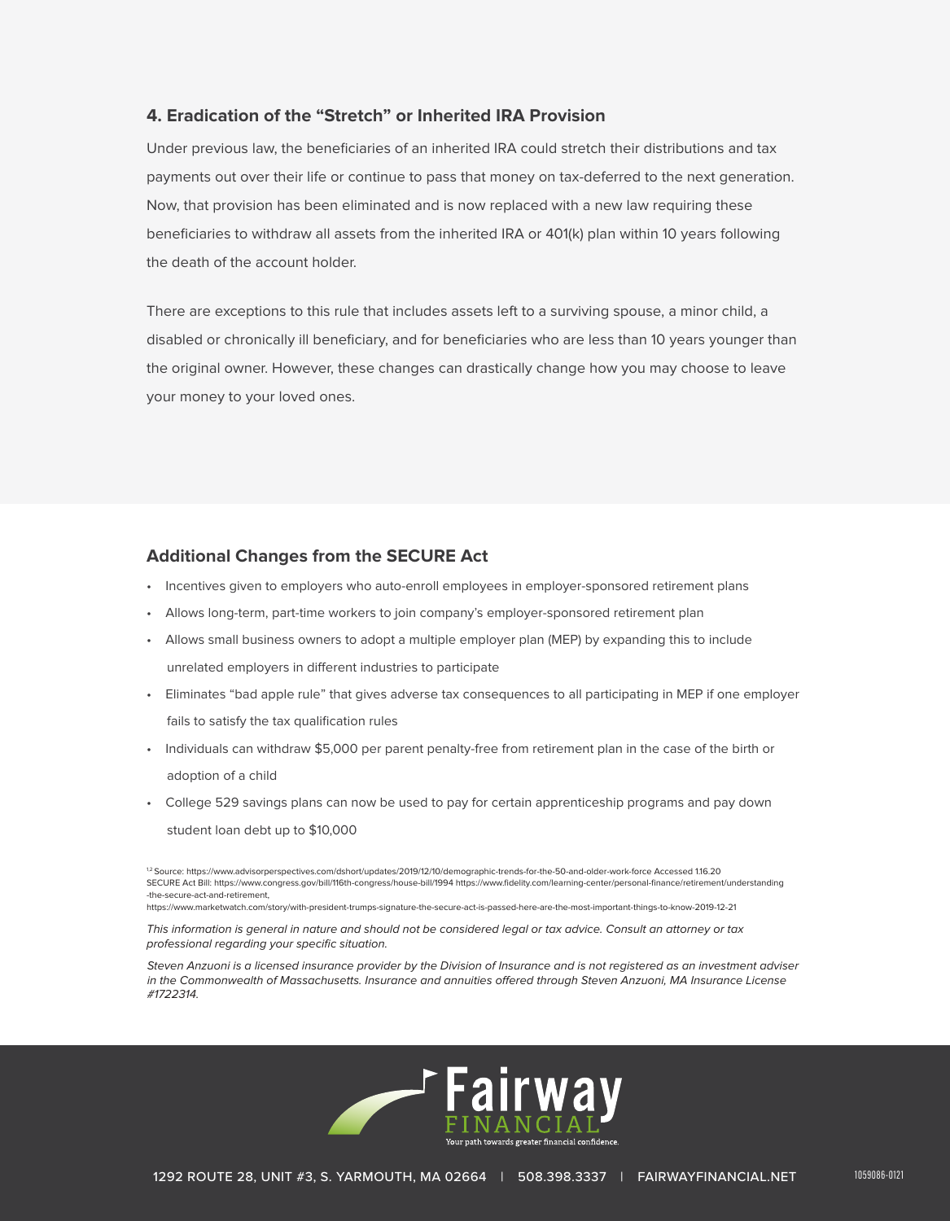### 4. Eradication of the "Stretch" or Inherited IRA Provision

Under previous law, the beneficiaries of an inherited IRA could stretch their distributions and tax payments out over their life or continue to pass that money on tax-deferred to the next generation. Now, that provision has been eliminated and is now replaced with a new law requiring these beneficiaries to withdraw all assets from the inherited IRA or 401(k) plan within 10 years following the death of the account holder.

There are exceptions to this rule that includes assets left to a surviving spouse, a minor child, a disabled or chronically ill beneficiary, and for beneficiaries who are less than 10 years younger than the original owner. However, these changes can drastically change how you may choose to leave your money to your loved ones.

### Additional Changes from the SECURE Act

- Incentives given to employers who auto-enroll employees in employer-sponsored retirement plans
- Allows long-term, part-time workers to join company's employer-sponsored retirement plan
- Allows small business owners to adopt a multiple employer plan (MEP) by expanding this to include unrelated employers in different industries to participate
- Eliminates "bad apple rule" that gives adverse tax consequences to all participating in MEP if one employer fails to satisfy the tax qualification rules
- Individuals can withdraw $5,000 per parent penalty-free from retirement plan in the case of the birth or adoption of a child
- College 529 savings plans can now be used to pay for certain apprenticeship programs and pay down student loan debt up to $10,000

[1,2] Source: https://www.advisorperspectives.com/dshort/updates/2019/12/10/demographic-trends-for-the-50-and-older-work-force Accessed 1.16.20
SECURE Act Bill: https://www.congress.gov/bill/116th-congress/house-bill/1994 https://www.fidelity.com/learning-center/personal-finance/retirement/understanding-the-secure-act-and-retirement,
https://www.marketwatch.com/story/with-president-trumps-signature-the-secure-act-is-passed-here-are-the-most-important-things-to-know-2019-12-21

*This information is general in nature and should not be considered legal or tax advice. Consult an attorney or tax professional regarding your specific situation.*

*Steven Anzuoni is a licensed insurance provider by the Division of Insurance and is not registered as an investment adviser in the Commonwealth of Massachusetts. Insurance and annuities offered through Steven Anzuoni, MA Insurance License #1722314.*

Fairway FINANCIAL
Your path towards greater financial confidence.

1292 ROUTE 28, UNIT #3, S. YARMOUTH, MA 02664 | 508.398.3337 | FAIRWAYFINANCIAL.NET

1059086-0121